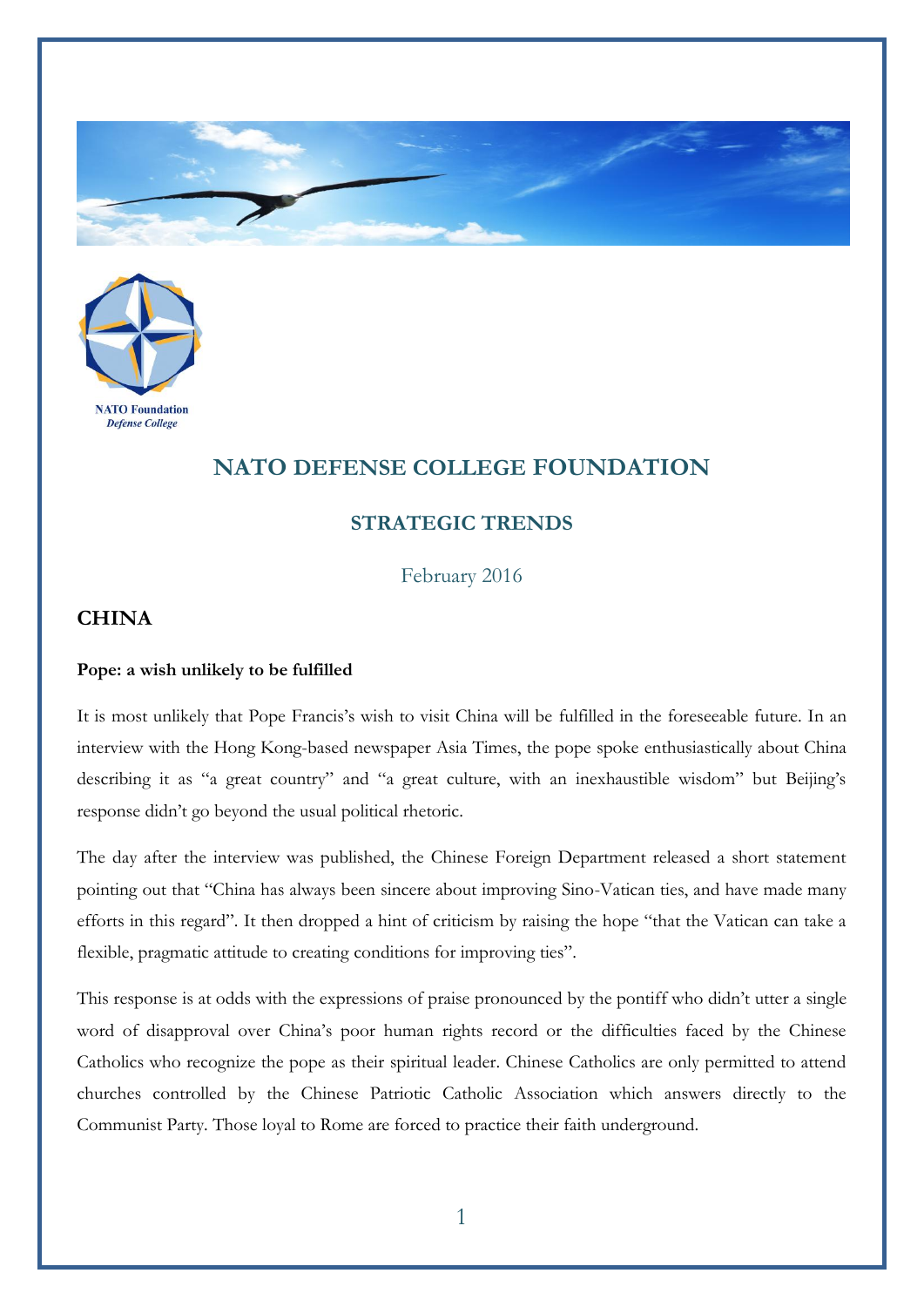NATO Foundation
*Defense College*

# NATO DEFENSE COLLEGE FOUNDATION

## STRATEGIC TRENDS

February 2016

## CHINA

**Pope: a wish unlikely to be fulfilled**

It is most unlikely that Pope Francis's wish to visit China will be fulfilled in the foreseeable future. In an interview with the Hong Kong-based newspaper Asia Times, the pope spoke enthusiastically about China describing it as "a great country" and "a great culture, with an inexhaustible wisdom" but Beijing's response didn't go beyond the usual political rhetoric.

The day after the interview was published, the Chinese Foreign Department released a short statement pointing out that "China has always been sincere about improving Sino-Vatican ties, and have made many efforts in this regard". It then dropped a hint of criticism by raising the hope "that the Vatican can take a flexible, pragmatic attitude to creating conditions for improving ties".

This response is at odds with the expressions of praise pronounced by the pontiff who didn't utter a single word of disapproval over China's poor human rights record or the difficulties faced by the Chinese Catholics who recognize the pope as their spiritual leader. Chinese Catholics are only permitted to attend churches controlled by the Chinese Patriotic Catholic Association which answers directly to the Communist Party. Those loyal to Rome are forced to practice their faith underground.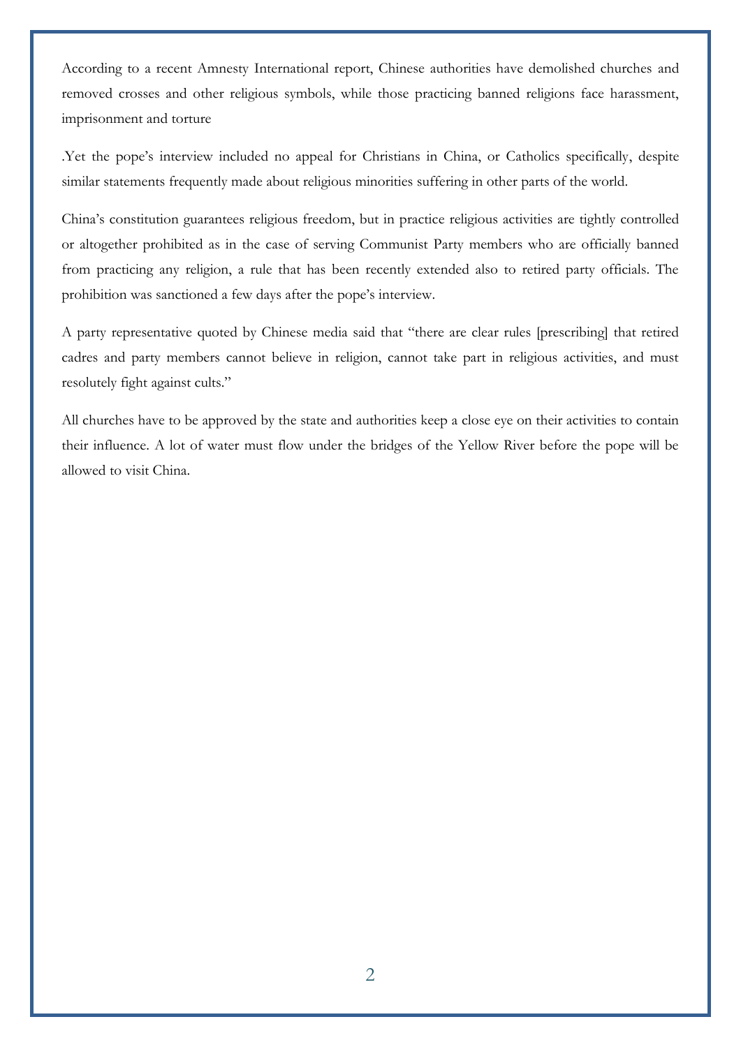According to a recent Amnesty International report, Chinese authorities have demolished churches and removed crosses and other religious symbols, while those practicing banned religions face harassment, imprisonment and torture

.Yet the pope's interview included no appeal for Christians in China, or Catholics specifically, despite similar statements frequently made about religious minorities suffering in other parts of the world.

China's constitution guarantees religious freedom, but in practice religious activities are tightly controlled or altogether prohibited as in the case of serving Communist Party members who are officially banned from practicing any religion, a rule that has been recently extended also to retired party officials. The prohibition was sanctioned a few days after the pope's interview.

A party representative quoted by Chinese media said that "there are clear rules [prescribing] that retired cadres and party members cannot believe in religion, cannot take part in religious activities, and must resolutely fight against cults."

All churches have to be approved by the state and authorities keep a close eye on their activities to contain their influence. A lot of water must flow under the bridges of the Yellow River before the pope will be allowed to visit China.